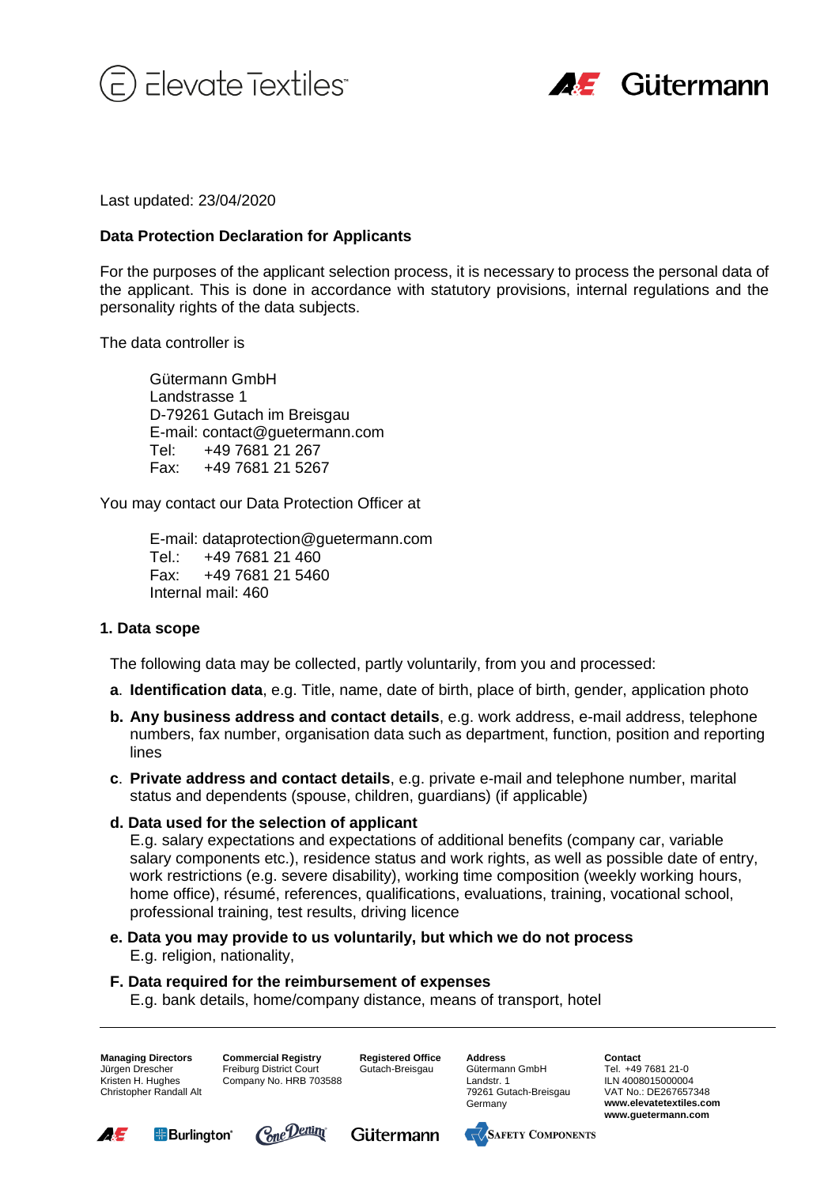Last updated: 23/04/2020

**Data Protection Declaration for Applicants**

For the purposes of the applicant selection process, it is necessary to process the personal data of the applicant. This is done in accordance with statutory provisions, internal regulations and the personality rights of the data subjects.

The data controller is

Gütermann GmbH
Landstrasse 1
D-79261 Gutach im Breisgau
E-mail: contact@guetermann.com
Tel: +49 7681 21 267
Fax: +49 7681 21 5267

You may contact our Data Protection Officer at

E-mail: dataprotection@guetermann.com
Tel.: +49 7681 21 460
Fax: +49 7681 21 5460
Internal mail: 460

## 1. Data scope

The following data may be collected, partly voluntarily, from you and processed:

**a. Identification data**, e.g. Title, name, date of birth, place of birth, gender, application photo

**b. Any business address and contact details**, e.g. work address, e-mail address, telephone numbers, fax number, organisation data such as department, function, position and reporting lines

**c. Private address and contact details**, e.g. private e-mail and telephone number, marital status and dependents (spouse, children, guardians) (if applicable)

**d. Data used for the selection of applicant**
E.g. salary expectations and expectations of additional benefits (company car, variable salary components etc.), residence status and work rights, as well as possible date of entry, work restrictions (e.g. severe disability), working time composition (weekly working hours, home office), résumé, references, qualifications, evaluations, training, vocational school, professional training, test results, driving licence

**e. Data you may provide to us voluntarily, but which we do not process**
E.g. religion, nationality,

**F. Data required for the reimbursement of expenses**
E.g. bank details, home/company distance, means of transport, hotel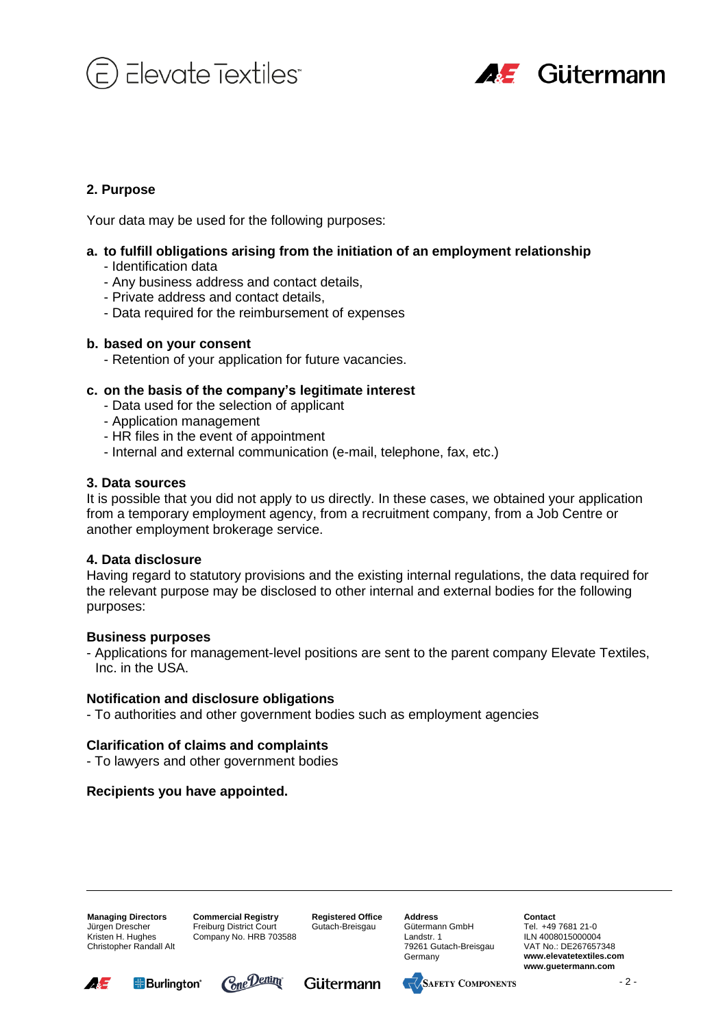## 2. Purpose

Your data may be used for the following purposes:

**a. to fulfill obligations arising from the initiation of an employment relationship**

- Identification data
- Any business address and contact details,
- Private address and contact details,
- Data required for the reimbursement of expenses

**b. based on your consent**

- Retention of your application for future vacancies.

**c. on the basis of the company's legitimate interest**

- Data used for the selection of applicant
- Application management
- HR files in the event of appointment
- Internal and external communication (e-mail, telephone, fax, etc.)

## 3. Data sources

It is possible that you did not apply to us directly. In these cases, we obtained your application from a temporary employment agency, from a recruitment company, from a Job Centre or another employment brokerage service.

## 4. Data disclosure

Having regard to statutory provisions and the existing internal regulations, the data required for the relevant purpose may be disclosed to other internal and external bodies for the following purposes:

**Business purposes**

- Applications for management-level positions are sent to the parent company Elevate Textiles, Inc. in the USA.

**Notification and disclosure obligations**

- To authorities and other government bodies such as employment agencies

**Clarification of claims and complaints**

- To lawyers and other government bodies

**Recipients you have appointed.**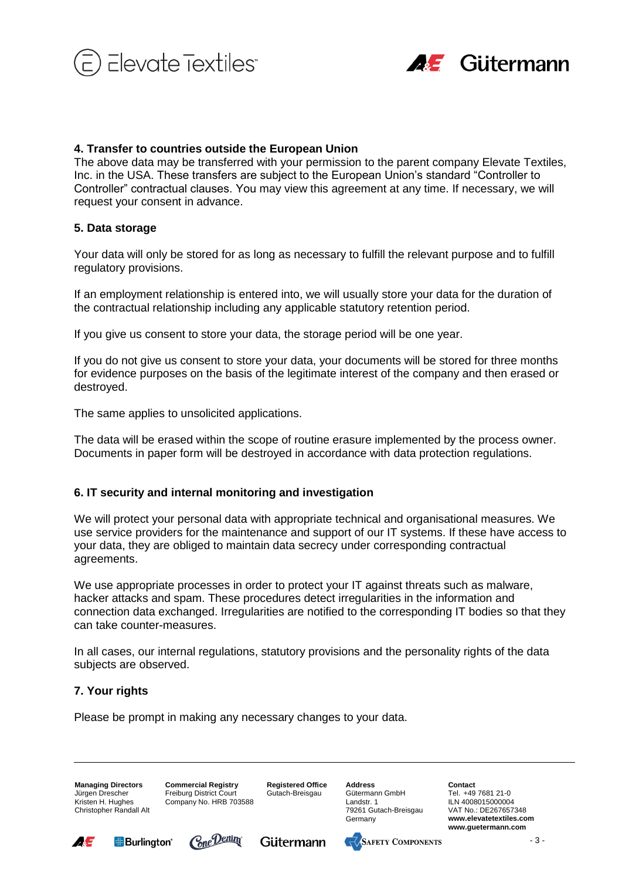## 4. Transfer to countries outside the European Union

The above data may be transferred with your permission to the parent company Elevate Textiles, Inc. in the USA. These transfers are subject to the European Union's standard "Controller to Controller" contractual clauses. You may view this agreement at any time. If necessary, we will request your consent in advance.

## 5. Data storage

Your data will only be stored for as long as necessary to fulfill the relevant purpose and to fulfill regulatory provisions.

If an employment relationship is entered into, we will usually store your data for the duration of the contractual relationship including any applicable statutory retention period.

If you give us consent to store your data, the storage period will be one year.

If you do not give us consent to store your data, your documents will be stored for three months for evidence purposes on the basis of the legitimate interest of the company and then erased or destroyed.

The same applies to unsolicited applications.

The data will be erased within the scope of routine erasure implemented by the process owner. Documents in paper form will be destroyed in accordance with data protection regulations.

## 6. IT security and internal monitoring and investigation

We will protect your personal data with appropriate technical and organisational measures. We use service providers for the maintenance and support of our IT systems. If these have access to your data, they are obliged to maintain data secrecy under corresponding contractual agreements.

We use appropriate processes in order to protect your IT against threats such as malware, hacker attacks and spam. These procedures detect irregularities in the information and connection data exchanged. Irregularities are notified to the corresponding IT bodies so that they can take counter-measures.

In all cases, our internal regulations, statutory provisions and the personality rights of the data subjects are observed.

## 7. Your rights

Please be prompt in making any necessary changes to your data.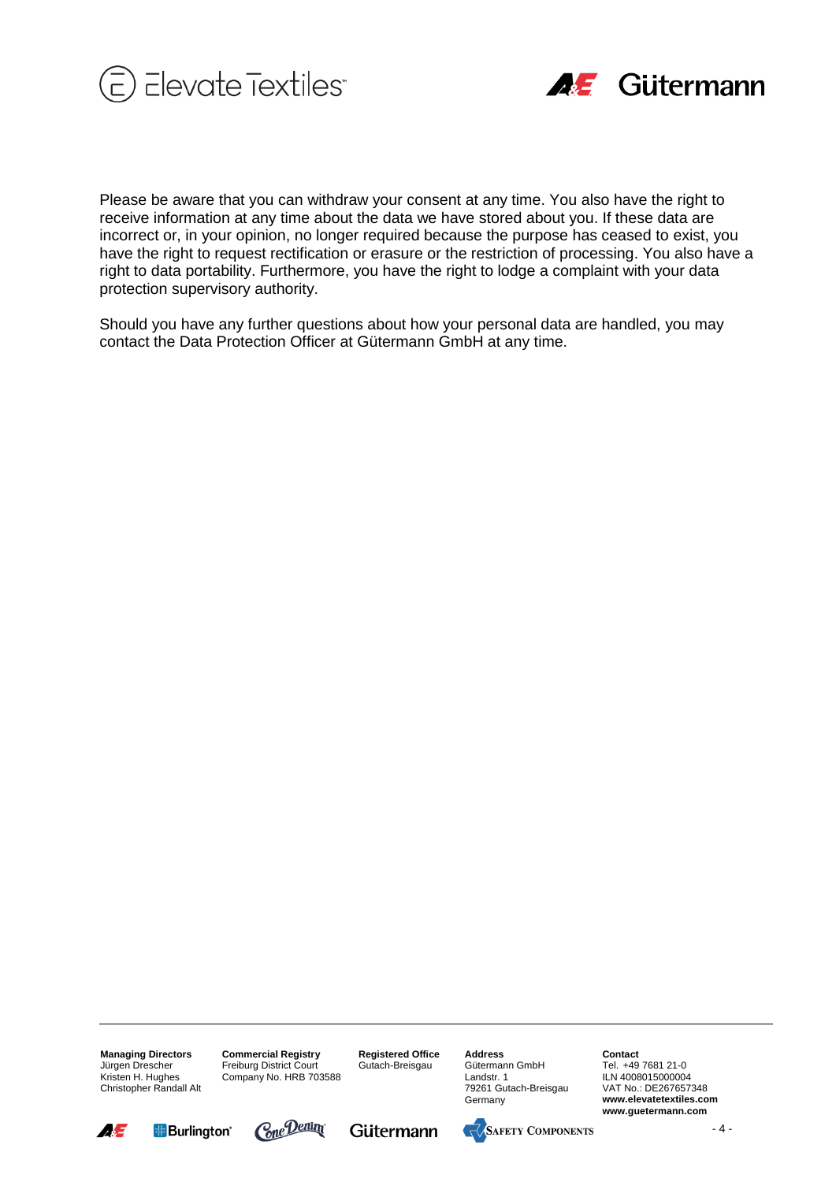Please be aware that you can withdraw your consent at any time. You also have the right to receive information at any time about the data we have stored about you. If these data are incorrect or, in your opinion, no longer required because the purpose has ceased to exist, you have the right to request rectification or erasure or the restriction of processing. You also have a right to data portability. Furthermore, you have the right to lodge a complaint with your data protection supervisory authority.

Should you have any further questions about how your personal data are handled, you may contact the Data Protection Officer at Gütermann GmbH at any time.